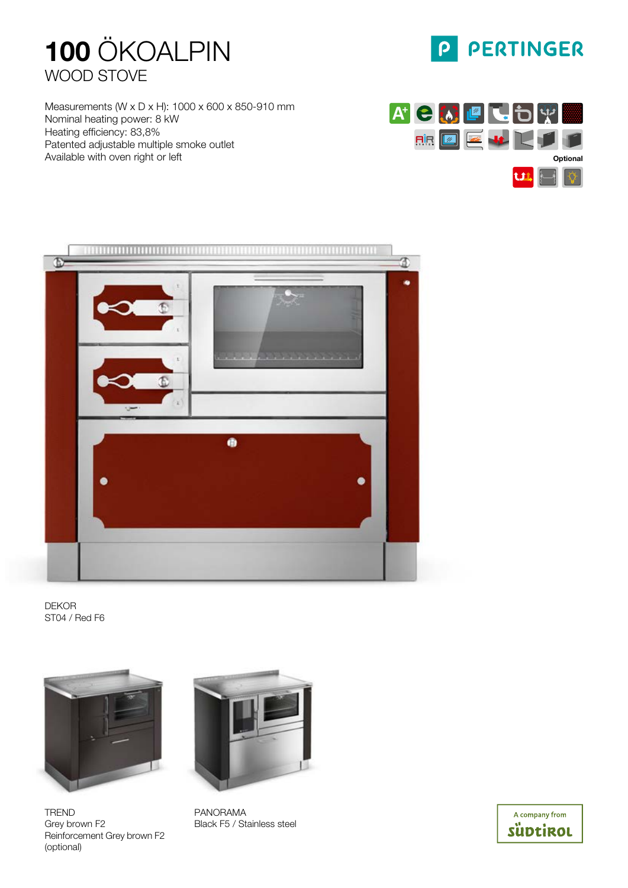# 100 ÖKOALPIN

## WOOD STOVE

PERTINGER

Measurements (W x D x H): 1000 x 600 x 850-910 mm
Nominal heating power: 8 kW
Heating efficiency: 83,8%
Patented adjustable multiple smoke outlet
Available with oven right or left

Optional

DEKOR
ST04 / Red F6

TREND
Grey brown F2
Reinforcement Grey brown F2
(optional)

PANORAMA
Black F5 / Stainless steel

A company from SÜDTIROL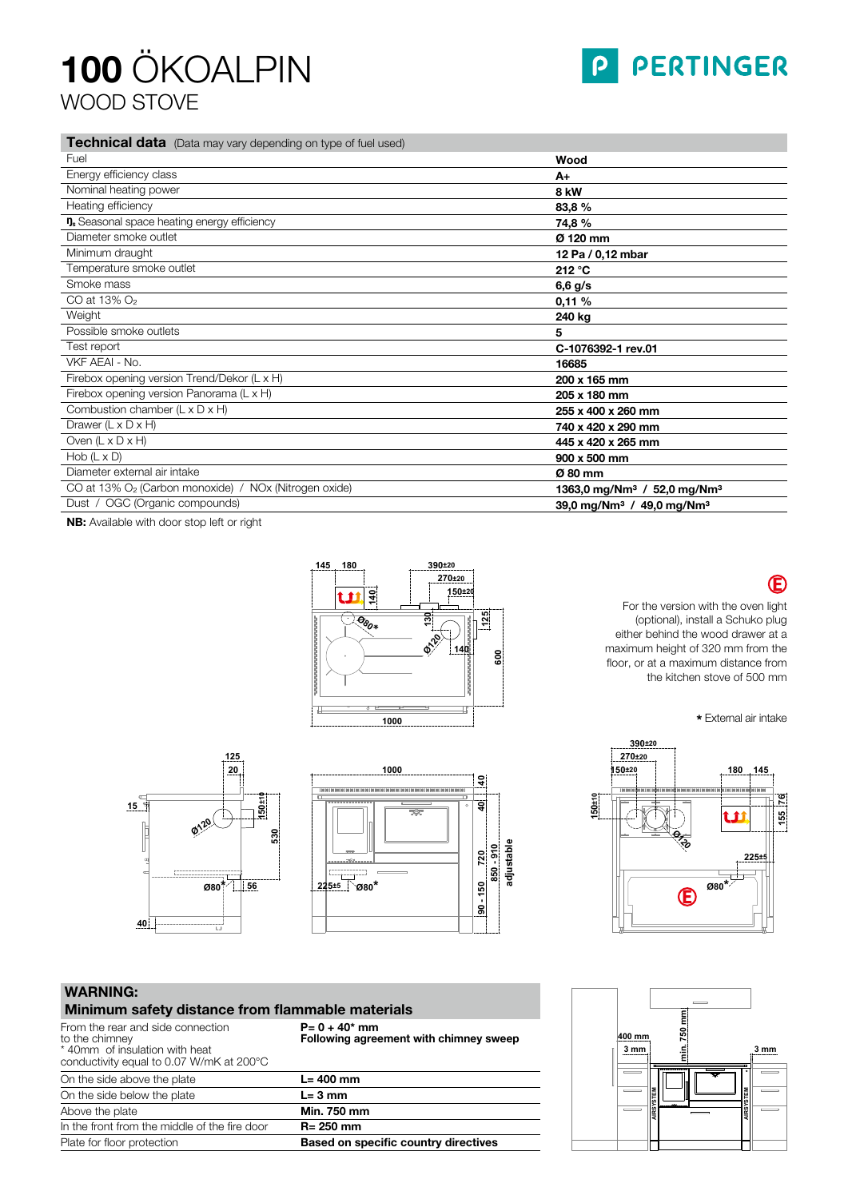# 100 ÖKOALPIN

## WOOD STOVE

PERTINGER

| Technical data (Data may vary depending on type of fuel used) | |
|---|---|
| Fuel | **Wood** |
| Energy efficiency class | **A+** |
| Nominal heating power | **8 kW** |
| Heating efficiency | **83,8 %** |
| $\eta_s$ Seasonal space heating energy efficiency | **74,8 %** |
| Diameter smoke outlet | **Ø 120 mm** |
| Minimum draught | **12 Pa / 0,12 mbar** |
| Temperature smoke outlet | **212 °C** |
| Smoke mass | **6,6 g/s** |
| CO at 13% $O_2$ | **0,11 %** |
| Weight | **240 kg** |
| Possible smoke outlets | **5** |
| Test report | **C-1076392-1 rev.01** |
| VKF AEAI - No. | **16685** |
| Firebox opening version Trend/Dekor (L x H) | **200 x 165 mm** |
| Firebox opening version Panorama (L x H) | **205 x 180 mm** |
| Combustion chamber (L x D x H) | **255 x 400 x 260 mm** |
| Drawer (L x D x H) | **740 x 420 x 290 mm** |
| Oven (L x D x H) | **445 x 420 x 265 mm** |
| Hob (L x D) | **900 x 500 mm** |
| Diameter external air intake | **Ø 80 mm** |
| CO at 13% $O_2$ (Carbon monoxide) / NOx (Nitrogen oxide) | **1363,0 mg/Nm³ / 52,0 mg/Nm³** |
| Dust / OGC (Organic compounds) | **39,0 mg/Nm³ / 49,0 mg/Nm³** |

**NB:** Available with door stop left or right

145 180 140 390±20 270±20 150±20 Ø80* 130 Ø120 125 140 600 1000

For the version with the oven light (optional), install a Schuko plug either behind the wood drawer at a maximum height of 320 mm from the floor, or at a maximum distance from the kitchen stove of 500 mm

\* External air intake

125 20 15 Ø120 150±10 530 Ø80* 56 40

1000 40 40 720 850 - 910 adjustable 90 - 150 225±5 Ø80*

390±20 270±20 150±20 180 145 150±10 76 155 Ø120 225±5 Ø80*

## WARNING:
## Minimum safety distance from flammable materials

| | |
|---|---|
| From the rear and side connection to the chimney<br>\* 40mm of insulation with heat conductivity equal to 0.07 W/mK at 200°C | **P= 0 + 40\* mm**<br>**Following agreement with chimney sweep** |
| On the side above the plate | **L= 400 mm** |
| On the side below the plate | **L= 3 mm** |
| Above the plate | **Min. 750 mm** |
| In the front from the middle of the fire door | **R= 250 mm** |
| Plate for floor protection | **Based on specific country directives** |

400 mm 3 mm min. 750 mm 3 mm AIRSYSTEM AIRSYSTEM